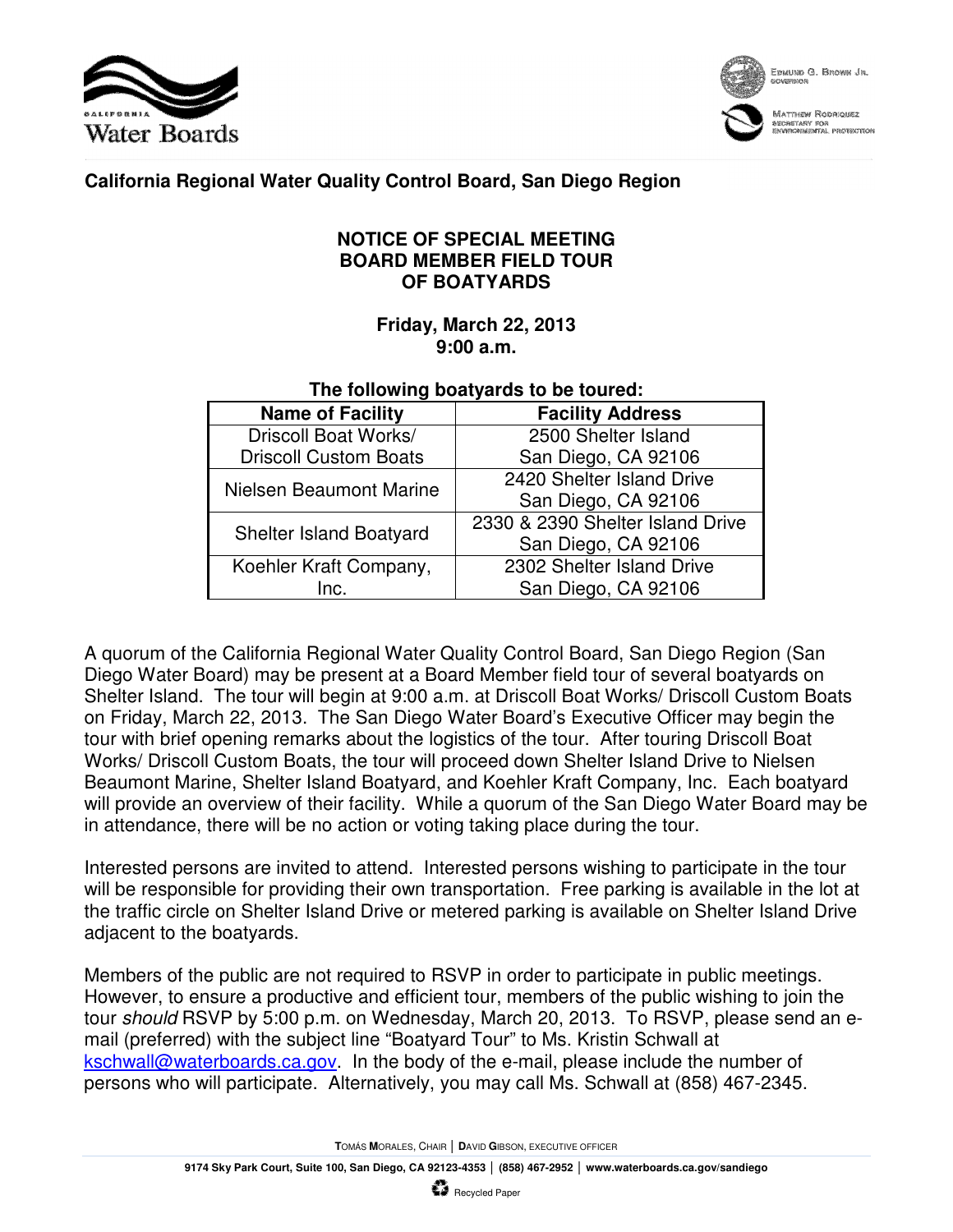California Water Boards

EDMUND G. BROWN JR.
GOVERNOR

MATTHEW RODRIQUEZ
SECRETARY FOR
ENVIRONMENTAL PROTECTION

**California Regional Water Quality Control Board, San Diego Region**

# NOTICE OF SPECIAL MEETING BOARD MEMBER FIELD TOUR OF BOATYARDS

**Friday, March 22, 2013**
**9:00 a.m.**

**The following boatyards to be toured:**

| Name of Facility | Facility Address |
|---|---|
| Driscoll Boat Works/ Driscoll Custom Boats | 2500 Shelter Island San Diego, CA 92106 |
| Nielsen Beaumont Marine | 2420 Shelter Island Drive San Diego, CA 92106 |
| Shelter Island Boatyard | 2330 & 2390 Shelter Island Drive San Diego, CA 92106 |
| Koehler Kraft Company, Inc. | 2302 Shelter Island Drive San Diego, CA 92106 |

A quorum of the California Regional Water Quality Control Board, San Diego Region (San Diego Water Board) may be present at a Board Member field tour of several boatyards on Shelter Island. The tour will begin at 9:00 a.m. at Driscoll Boat Works/ Driscoll Custom Boats on Friday, March 22, 2013. The San Diego Water Board's Executive Officer may begin the tour with brief opening remarks about the logistics of the tour. After touring Driscoll Boat Works/ Driscoll Custom Boats, the tour will proceed down Shelter Island Drive to Nielsen Beaumont Marine, Shelter Island Boatyard, and Koehler Kraft Company, Inc. Each boatyard will provide an overview of their facility. While a quorum of the San Diego Water Board may be in attendance, there will be no action or voting taking place during the tour.

Interested persons are invited to attend. Interested persons wishing to participate in the tour will be responsible for providing their own transportation. Free parking is available in the lot at the traffic circle on Shelter Island Drive or metered parking is available on Shelter Island Drive adjacent to the boatyards.

Members of the public are not required to RSVP in order to participate in public meetings. However, to ensure a productive and efficient tour, members of the public wishing to join the tour *should* RSVP by 5:00 p.m. on Wednesday, March 20, 2013. To RSVP, please send an e-mail (preferred) with the subject line "Boatyard Tour" to Ms. Kristin Schwall at kschwall@waterboards.ca.gov. In the body of the e-mail, please include the number of persons who will participate. Alternatively, you may call Ms. Schwall at (858) 467-2345.

TOMÁS MORALES, CHAIR | DAVID GIBSON, EXECUTIVE OFFICER

9174 Sky Park Court, Suite 100, San Diego, CA 92123-4353 | (858) 467-2952 | www.waterboards.ca.gov/sandiego

Recycled Paper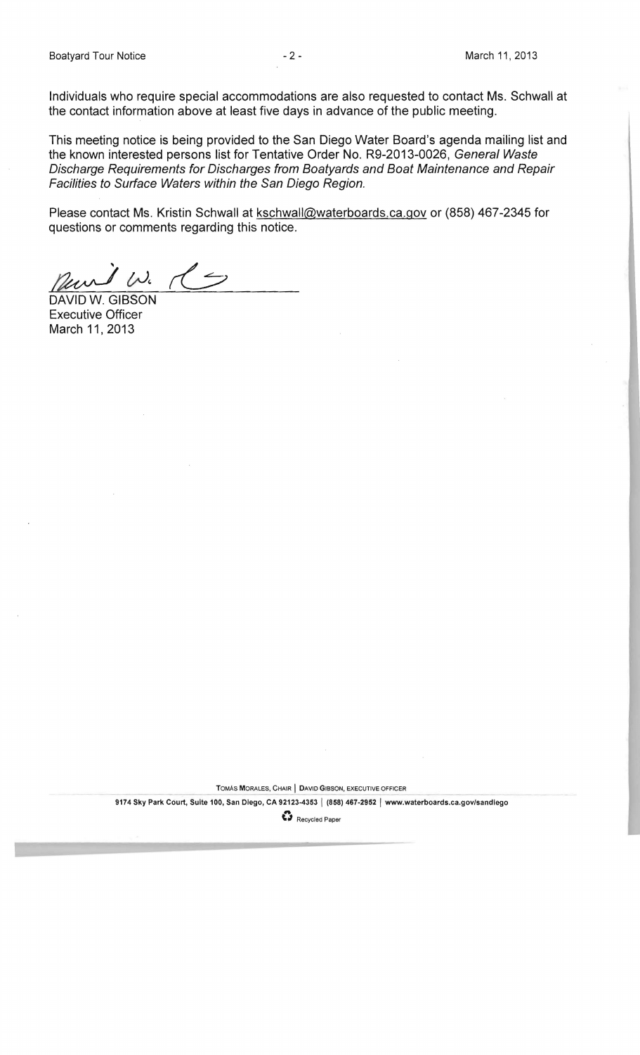Individuals who require special accommodations are also requested to contact Ms. Schwall at the contact information above at least five days in advance of the public meeting.

This meeting notice is being provided to the San Diego Water Board's agenda mailing list and the known interested persons list for Tentative Order No. R9-2013-0026, *General Waste Discharge Requirements for Discharges from Boatyards and Boat Maintenance and Repair Facilities to Surface Waters within the San Diego Region.*

Please contact Ms. Kristin Schwall at kschwall@waterboards.ca.gov or (858) 467-2345 for questions or comments regarding this notice.

DAVID W. GIBSON
Executive Officer
March 11, 2013

TOMÁS MORALES, CHAIR | DAVID GIBSON, EXECUTIVE OFFICER

9174 Sky Park Court, Suite 100, San Diego, CA 92123-4353 | (858) 467-2952 | www.waterboards.ca.gov/sandiego

Recycled Paper